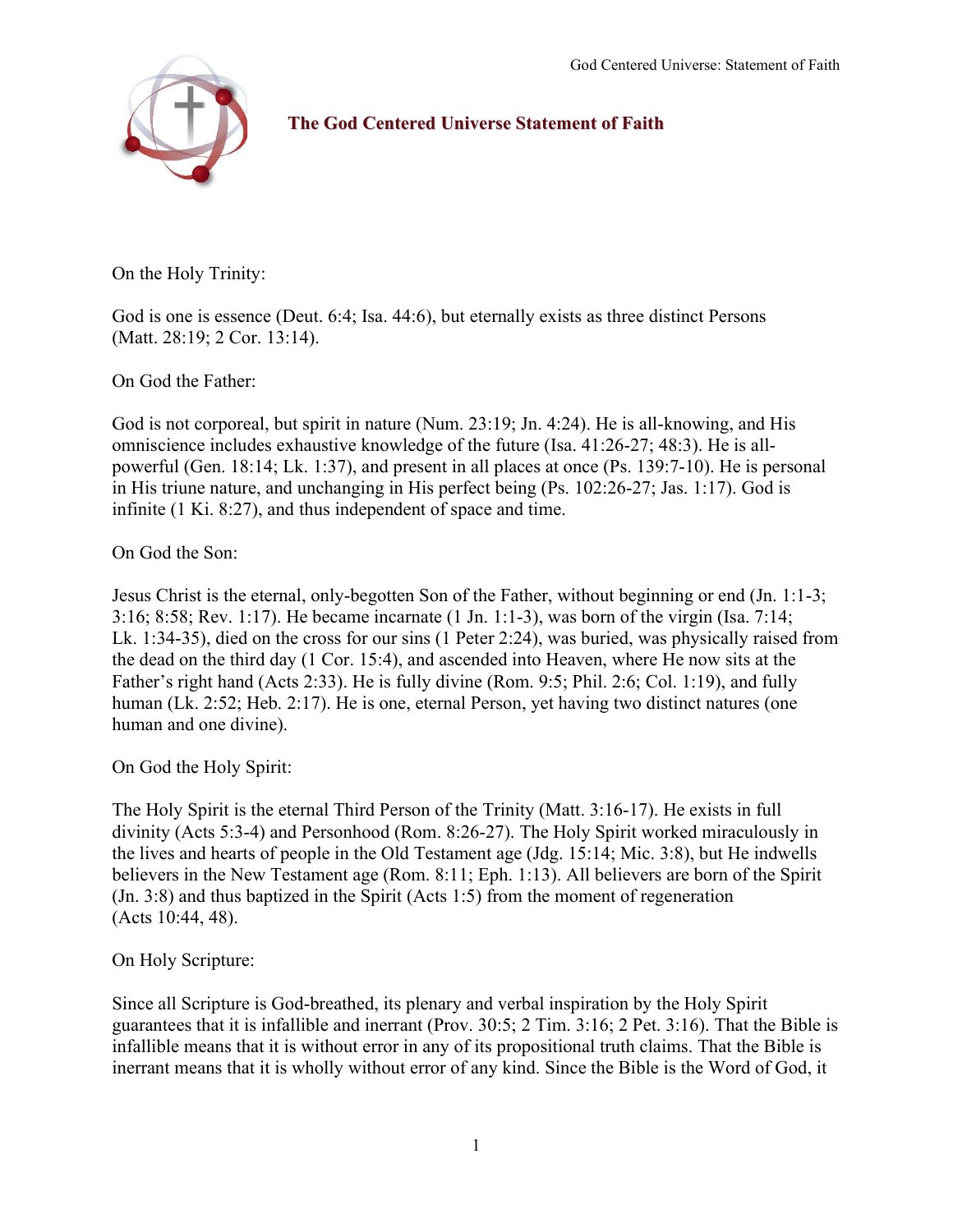# The God Centered Universe Statement of Faith

On the Holy Trinity:

God is one is essence (Deut. 6:4; Isa. 44:6), but eternally exists as three distinct Persons (Matt. 28:19; 2 Cor. 13:14).

On God the Father:

God is not corporeal, but spirit in nature (Num. 23:19; Jn. 4:24). He is all-knowing, and His omniscience includes exhaustive knowledge of the future (Isa. 41:26-27; 48:3). He is all-powerful (Gen. 18:14; Lk. 1:37), and present in all places at once (Ps. 139:7-10). He is personal in His triune nature, and unchanging in His perfect being (Ps. 102:26-27; Jas. 1:17). God is infinite (1 Ki. 8:27), and thus independent of space and time.

On God the Son:

Jesus Christ is the eternal, only-begotten Son of the Father, without beginning or end (Jn. 1:1-3; 3:16; 8:58; Rev. 1:17). He became incarnate (1 Jn. 1:1-3), was born of the virgin (Isa. 7:14; Lk. 1:34-35), died on the cross for our sins (1 Peter 2:24), was buried, was physically raised from the dead on the third day (1 Cor. 15:4), and ascended into Heaven, where He now sits at the Father's right hand (Acts 2:33). He is fully divine (Rom. 9:5; Phil. 2:6; Col. 1:19), and fully human (Lk. 2:52; Heb. 2:17). He is one, eternal Person, yet having two distinct natures (one human and one divine).

On God the Holy Spirit:

The Holy Spirit is the eternal Third Person of the Trinity (Matt. 3:16-17). He exists in full divinity (Acts 5:3-4) and Personhood (Rom. 8:26-27). The Holy Spirit worked miraculously in the lives and hearts of people in the Old Testament age (Jdg. 15:14; Mic. 3:8), but He indwells believers in the New Testament age (Rom. 8:11; Eph. 1:13). All believers are born of the Spirit (Jn. 3:8) and thus baptized in the Spirit (Acts 1:5) from the moment of regeneration (Acts 10:44, 48).

On Holy Scripture:

Since all Scripture is God-breathed, its plenary and verbal inspiration by the Holy Spirit guarantees that it is infallible and inerrant (Prov. 30:5; 2 Tim. 3:16; 2 Pet. 3:16). That the Bible is infallible means that it is without error in any of its propositional truth claims. That the Bible is inerrant means that it is wholly without error of any kind. Since the Bible is the Word of God, it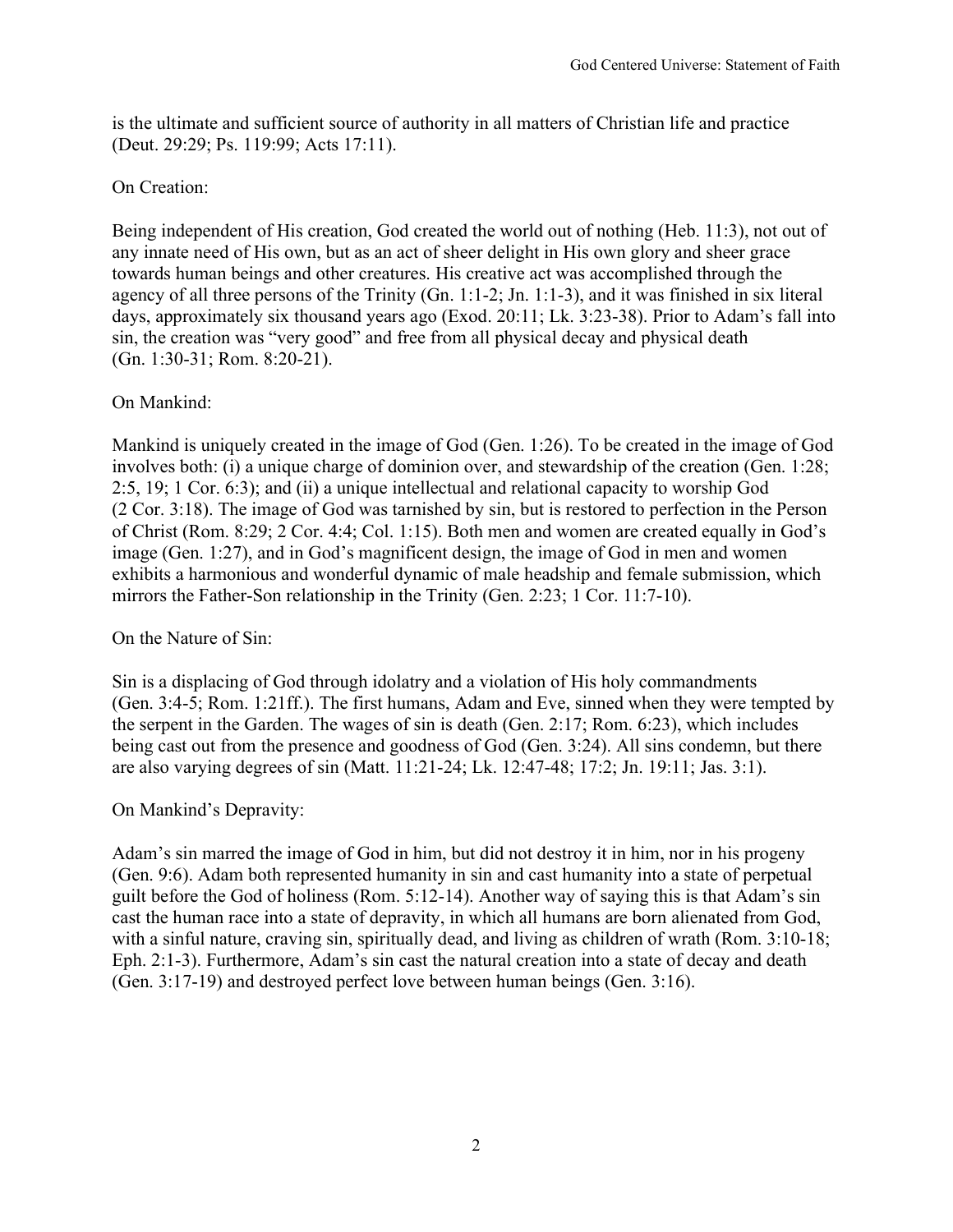is the ultimate and sufficient source of authority in all matters of Christian life and practice (Deut. 29:29; Ps. 119:99; Acts 17:11).

On Creation:

Being independent of His creation, God created the world out of nothing (Heb. 11:3), not out of any innate need of His own, but as an act of sheer delight in His own glory and sheer grace towards human beings and other creatures. His creative act was accomplished through the agency of all three persons of the Trinity (Gn. 1:1-2; Jn. 1:1-3), and it was finished in six literal days, approximately six thousand years ago (Exod. 20:11; Lk. 3:23-38). Prior to Adam's fall into sin, the creation was "very good" and free from all physical decay and physical death (Gn. 1:30-31; Rom. 8:20-21).

On Mankind:

Mankind is uniquely created in the image of God (Gen. 1:26). To be created in the image of God involves both: (i) a unique charge of dominion over, and stewardship of the creation (Gen. 1:28; 2:5, 19; 1 Cor. 6:3); and (ii) a unique intellectual and relational capacity to worship God (2 Cor. 3:18). The image of God was tarnished by sin, but is restored to perfection in the Person of Christ (Rom. 8:29; 2 Cor. 4:4; Col. 1:15). Both men and women are created equally in God's image (Gen. 1:27), and in God's magnificent design, the image of God in men and women exhibits a harmonious and wonderful dynamic of male headship and female submission, which mirrors the Father-Son relationship in the Trinity (Gen. 2:23; 1 Cor. 11:7-10).

On the Nature of Sin:

Sin is a displacing of God through idolatry and a violation of His holy commandments (Gen. 3:4-5; Rom. 1:21ff.). The first humans, Adam and Eve, sinned when they were tempted by the serpent in the Garden. The wages of sin is death (Gen. 2:17; Rom. 6:23), which includes being cast out from the presence and goodness of God (Gen. 3:24). All sins condemn, but there are also varying degrees of sin (Matt. 11:21-24; Lk. 12:47-48; 17:2; Jn. 19:11; Jas. 3:1).

On Mankind's Depravity:

Adam's sin marred the image of God in him, but did not destroy it in him, nor in his progeny (Gen. 9:6). Adam both represented humanity in sin and cast humanity into a state of perpetual guilt before the God of holiness (Rom. 5:12-14). Another way of saying this is that Adam's sin cast the human race into a state of depravity, in which all humans are born alienated from God, with a sinful nature, craving sin, spiritually dead, and living as children of wrath (Rom. 3:10-18; Eph. 2:1-3). Furthermore, Adam's sin cast the natural creation into a state of decay and death (Gen. 3:17-19) and destroyed perfect love between human beings (Gen. 3:16).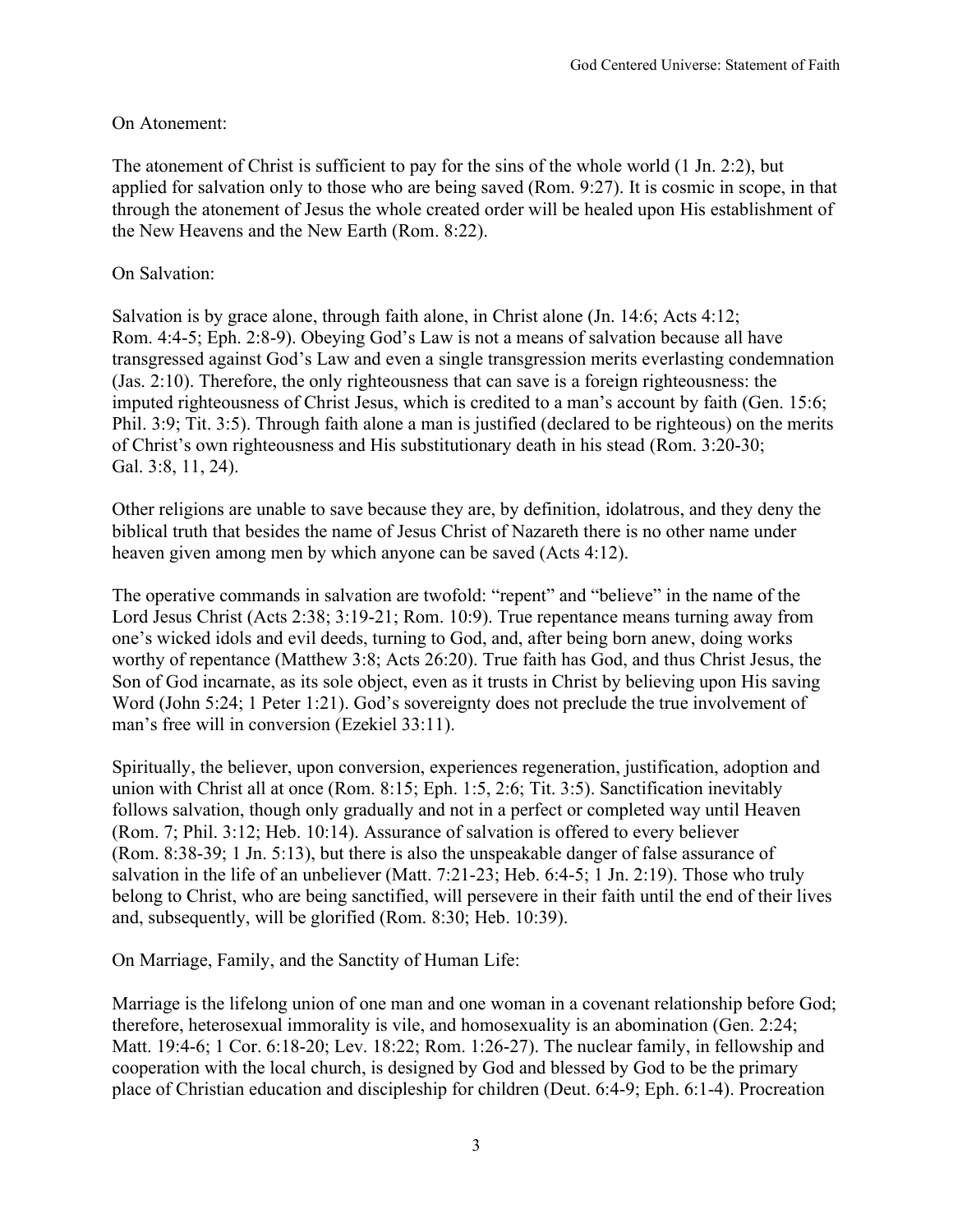On Atonement:

The atonement of Christ is sufficient to pay for the sins of the whole world (1 Jn. 2:2), but applied for salvation only to those who are being saved (Rom. 9:27). It is cosmic in scope, in that through the atonement of Jesus the whole created order will be healed upon His establishment of the New Heavens and the New Earth (Rom. 8:22).

On Salvation:

Salvation is by grace alone, through faith alone, in Christ alone (Jn. 14:6; Acts 4:12; Rom. 4:4-5; Eph. 2:8-9). Obeying God's Law is not a means of salvation because all have transgressed against God's Law and even a single transgression merits everlasting condemnation (Jas. 2:10). Therefore, the only righteousness that can save is a foreign righteousness: the imputed righteousness of Christ Jesus, which is credited to a man's account by faith (Gen. 15:6; Phil. 3:9; Tit. 3:5). Through faith alone a man is justified (declared to be righteous) on the merits of Christ's own righteousness and His substitutionary death in his stead (Rom. 3:20-30; Gal. 3:8, 11, 24).

Other religions are unable to save because they are, by definition, idolatrous, and they deny the biblical truth that besides the name of Jesus Christ of Nazareth there is no other name under heaven given among men by which anyone can be saved (Acts 4:12).

The operative commands in salvation are twofold: "repent" and "believe" in the name of the Lord Jesus Christ (Acts 2:38; 3:19-21; Rom. 10:9). True repentance means turning away from one's wicked idols and evil deeds, turning to God, and, after being born anew, doing works worthy of repentance (Matthew 3:8; Acts 26:20). True faith has God, and thus Christ Jesus, the Son of God incarnate, as its sole object, even as it trusts in Christ by believing upon His saving Word (John 5:24; 1 Peter 1:21). God's sovereignty does not preclude the true involvement of man's free will in conversion (Ezekiel 33:11).

Spiritually, the believer, upon conversion, experiences regeneration, justification, adoption and union with Christ all at once (Rom. 8:15; Eph. 1:5, 2:6; Tit. 3:5). Sanctification inevitably follows salvation, though only gradually and not in a perfect or completed way until Heaven (Rom. 7; Phil. 3:12; Heb. 10:14). Assurance of salvation is offered to every believer (Rom. 8:38-39; 1 Jn. 5:13), but there is also the unspeakable danger of false assurance of salvation in the life of an unbeliever (Matt. 7:21-23; Heb. 6:4-5; 1 Jn. 2:19). Those who truly belong to Christ, who are being sanctified, will persevere in their faith until the end of their lives and, subsequently, will be glorified (Rom. 8:30; Heb. 10:39).

On Marriage, Family, and the Sanctity of Human Life:

Marriage is the lifelong union of one man and one woman in a covenant relationship before God; therefore, heterosexual immorality is vile, and homosexuality is an abomination (Gen. 2:24; Matt. 19:4-6; 1 Cor. 6:18-20; Lev. 18:22; Rom. 1:26-27). The nuclear family, in fellowship and cooperation with the local church, is designed by God and blessed by God to be the primary place of Christian education and discipleship for children (Deut. 6:4-9; Eph. 6:1-4). Procreation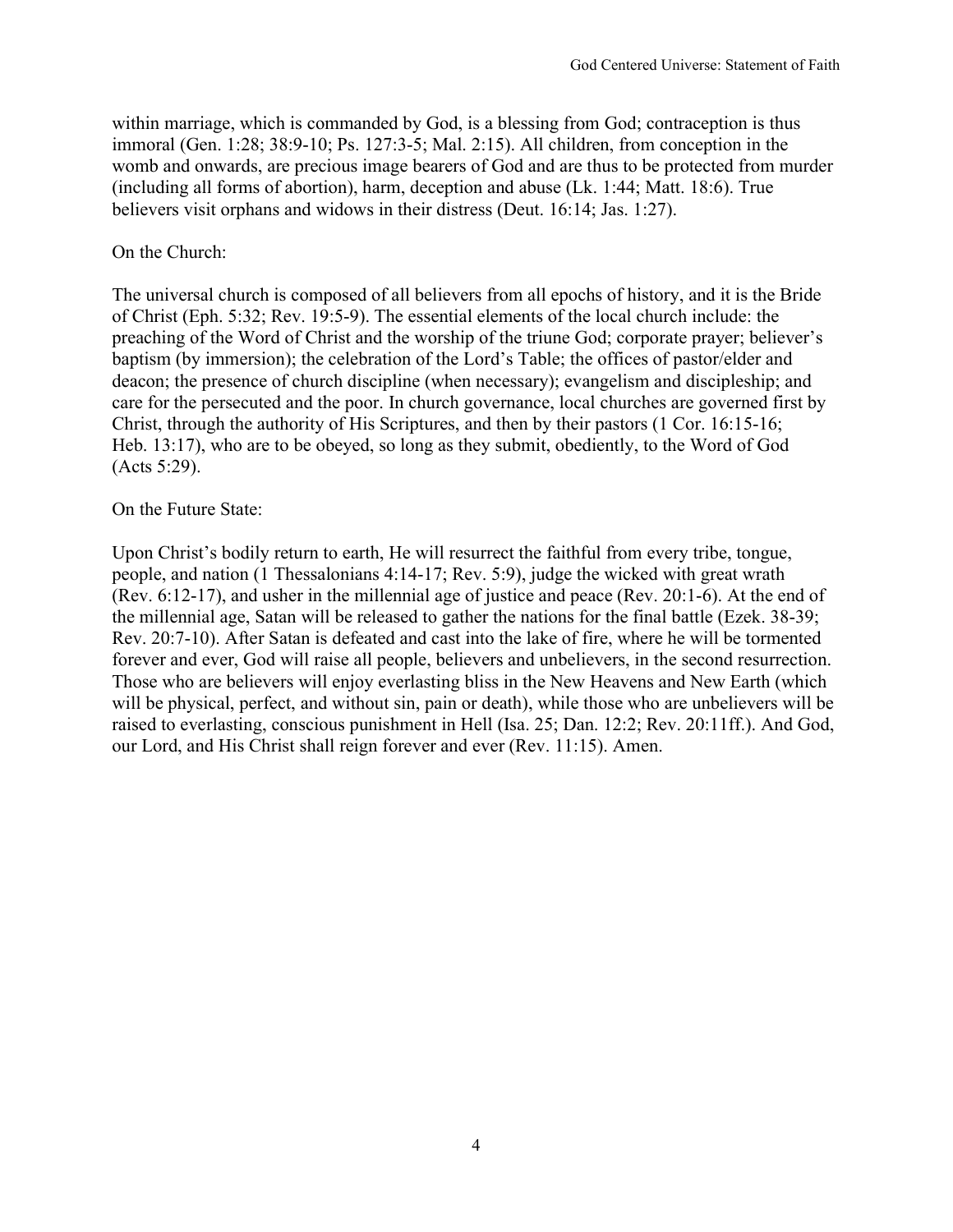within marriage, which is commanded by God, is a blessing from God; contraception is thus immoral (Gen. 1:28; 38:9-10; Ps. 127:3-5; Mal. 2:15). All children, from conception in the womb and onwards, are precious image bearers of God and are thus to be protected from murder (including all forms of abortion), harm, deception and abuse (Lk. 1:44; Matt. 18:6). True believers visit orphans and widows in their distress (Deut. 16:14; Jas. 1:27).

On the Church:

The universal church is composed of all believers from all epochs of history, and it is the Bride of Christ (Eph. 5:32; Rev. 19:5-9). The essential elements of the local church include: the preaching of the Word of Christ and the worship of the triune God; corporate prayer; believer's baptism (by immersion); the celebration of the Lord's Table; the offices of pastor/elder and deacon; the presence of church discipline (when necessary); evangelism and discipleship; and care for the persecuted and the poor. In church governance, local churches are governed first by Christ, through the authority of His Scriptures, and then by their pastors (1 Cor. 16:15-16; Heb. 13:17), who are to be obeyed, so long as they submit, obediently, to the Word of God (Acts 5:29).

On the Future State:

Upon Christ's bodily return to earth, He will resurrect the faithful from every tribe, tongue, people, and nation (1 Thessalonians 4:14-17; Rev. 5:9), judge the wicked with great wrath (Rev. 6:12-17), and usher in the millennial age of justice and peace (Rev. 20:1-6). At the end of the millennial age, Satan will be released to gather the nations for the final battle (Ezek. 38-39; Rev. 20:7-10). After Satan is defeated and cast into the lake of fire, where he will be tormented forever and ever, God will raise all people, believers and unbelievers, in the second resurrection. Those who are believers will enjoy everlasting bliss in the New Heavens and New Earth (which will be physical, perfect, and without sin, pain or death), while those who are unbelievers will be raised to everlasting, conscious punishment in Hell (Isa. 25; Dan. 12:2; Rev. 20:11ff.). And God, our Lord, and His Christ shall reign forever and ever (Rev. 11:15). Amen.